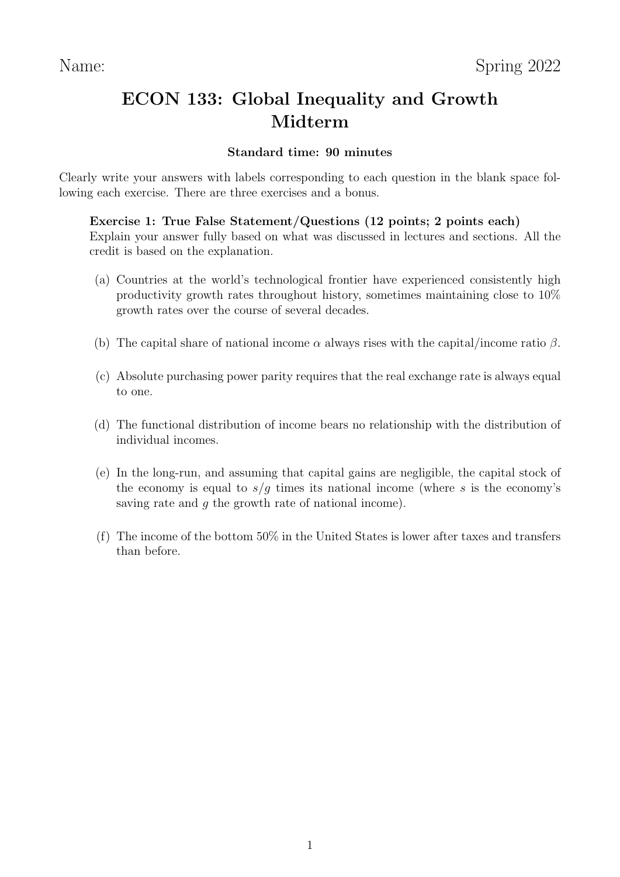Name: Spring 2022

# ECON 133: Global Inequality and Growth Midterm

**Standard time: 90 minutes**

Clearly write your answers with labels corresponding to each question in the blank space following each exercise. There are three exercises and a bonus.

**Exercise 1: True False Statement/Questions (12 points; 2 points each)**
Explain your answer fully based on what was discussed in lectures and sections. All the credit is based on the explanation.

(a) Countries at the world's technological frontier have experienced consistently high productivity growth rates throughout history, sometimes maintaining close to 10% growth rates over the course of several decades.

(b) The capital share of national income $\alpha$ always rises with the capital/income ratio $\beta$.

(c) Absolute purchasing power parity requires that the real exchange rate is always equal to one.

(d) The functional distribution of income bears no relationship with the distribution of individual incomes.

(e) In the long-run, and assuming that capital gains are negligible, the capital stock of the economy is equal to $s/g$ times its national income (where $s$ is the economy's saving rate and $g$ the growth rate of national income).

(f) The income of the bottom 50% in the United States is lower after taxes and transfers than before.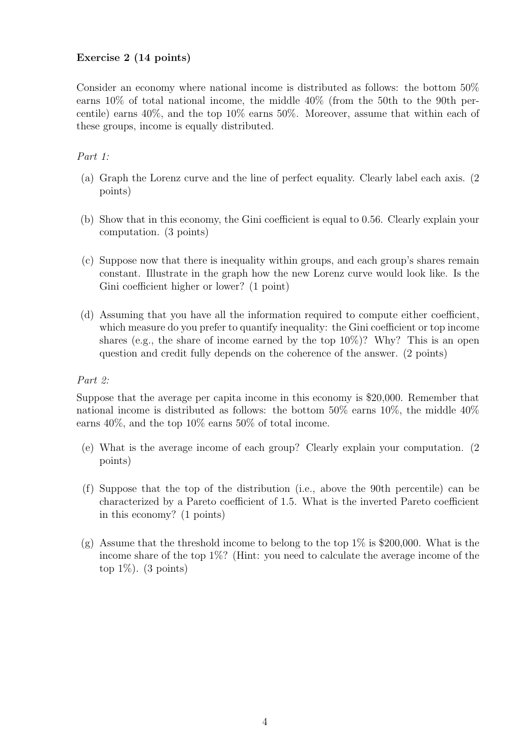**Exercise 2 (14 points)**

Consider an economy where national income is distributed as follows: the bottom 50% earns 10% of total national income, the middle 40% (from the 50th to the 90th percentile) earns 40%, and the top 10% earns 50%. Moreover, assume that within each of these groups, income is equally distributed.

*Part 1:*

(a) Graph the Lorenz curve and the line of perfect equality. Clearly label each axis. (2 points)

(b) Show that in this economy, the Gini coefficient is equal to 0.56. Clearly explain your computation. (3 points)

(c) Suppose now that there is inequality within groups, and each group's shares remain constant. Illustrate in the graph how the new Lorenz curve would look like. Is the Gini coefficient higher or lower? (1 point)

(d) Assuming that you have all the information required to compute either coefficient, which measure do you prefer to quantify inequality: the Gini coefficient or top income shares (e.g., the share of income earned by the top 10%)? Why? This is an open question and credit fully depends on the coherence of the answer. (2 points)

*Part 2:*

Suppose that the average per capita income in this economy is $20,000. Remember that national income is distributed as follows: the bottom 50% earns 10%, the middle 40% earns 40%, and the top 10% earns 50% of total income.

(e) What is the average income of each group? Clearly explain your computation. (2 points)

(f) Suppose that the top of the distribution (i.e., above the 90th percentile) can be characterized by a Pareto coefficient of 1.5. What is the inverted Pareto coefficient in this economy? (1 points)

(g) Assume that the threshold income to belong to the top 1% is $200,000. What is the income share of the top 1%? (Hint: you need to calculate the average income of the top 1%). (3 points)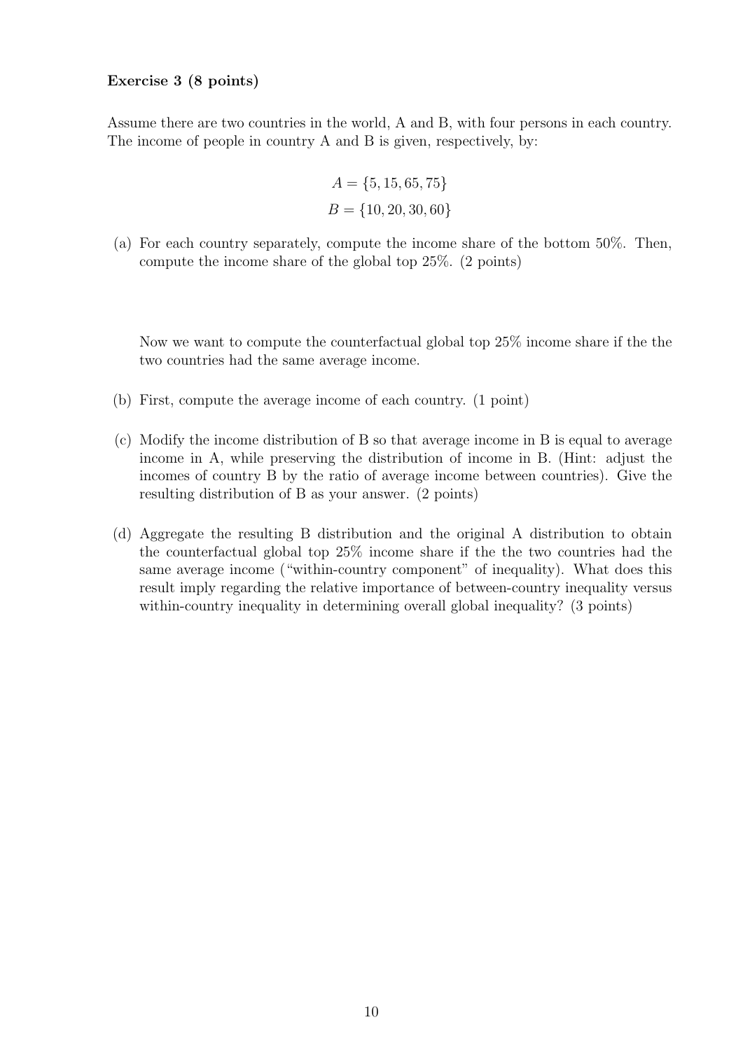**Exercise 3 (8 points)**

Assume there are two countries in the world, A and B, with four persons in each country. The income of people in country A and B is given, respectively, by:

$$A = \{5, 15, 65, 75\}$$

$$B = \{10, 20, 30, 60\}$$

(a) For each country separately, compute the income share of the bottom 50%. Then, compute the income share of the global top 25%. (2 points)

Now we want to compute the counterfactual global top 25% income share if the the two countries had the same average income.

(b) First, compute the average income of each country. (1 point)

(c) Modify the income distribution of B so that average income in B is equal to average income in A, while preserving the distribution of income in B. (Hint: adjust the incomes of country B by the ratio of average income between countries). Give the resulting distribution of B as your answer. (2 points)

(d) Aggregate the resulting B distribution and the original A distribution to obtain the counterfactual global top 25% income share if the the two countries had the same average income ("within-country component" of inequality). What does this result imply regarding the relative importance of between-country inequality versus within-country inequality in determining overall global inequality? (3 points)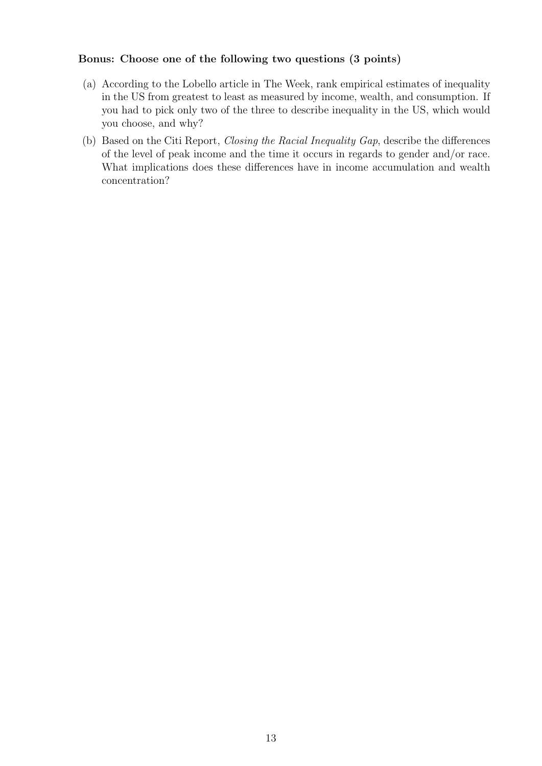**Bonus: Choose one of the following two questions (3 points)**

(a) According to the Lobello article in The Week, rank empirical estimates of inequality in the US from greatest to least as measured by income, wealth, and consumption. If you had to pick only two of the three to describe inequality in the US, which would you choose, and why?

(b) Based on the Citi Report, *Closing the Racial Inequality Gap*, describe the differences of the level of peak income and the time it occurs in regards to gender and/or race. What implications does these differences have in income accumulation and wealth concentration?